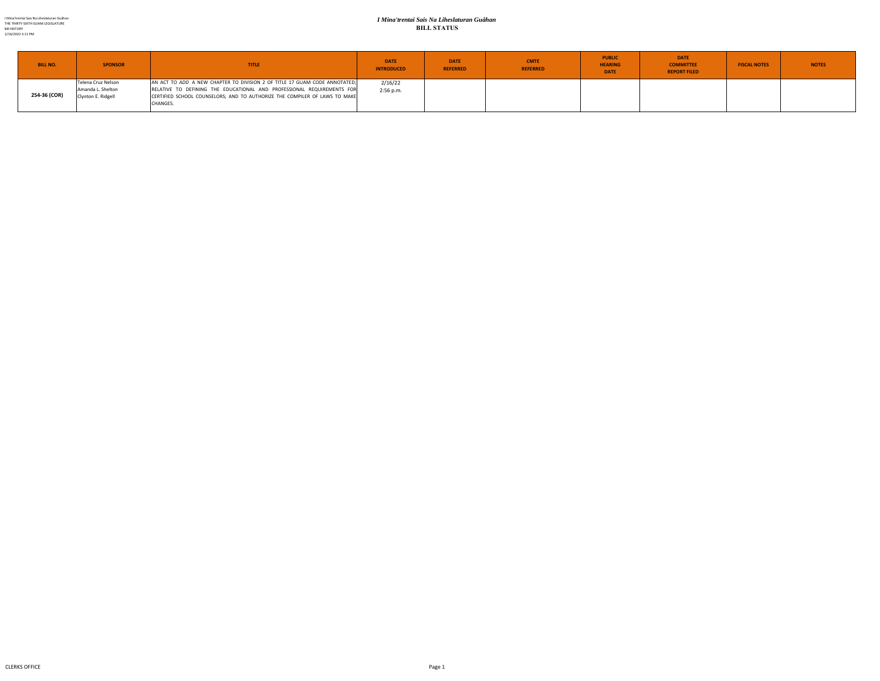I Mina'trentai Sais Na Liheslaturan Guåhan
THE THIRTY-SIXTH GUAM LEGISLATURE
Bill HISTORY
2/16/2022 3:11 PM

# *I Mina'trentai Sais Na Liheslaturan Guåhan*
## BILL STATUS

| BILL NO. | SPONSOR | TITLE | DATE INTRODUCED | DATE REFERRED | CMTE REFERRED | PUBLIC HEARING DATE | DATE COMMITTEE REPORT FILED | FISCAL NOTES | NOTES |
|---|---|---|---|---|---|---|---|---|---|
| **254-36 (COR)** | Telena Cruz Nelson<br>Amanda L. Shelton<br>Clynton E. Ridgell | AN ACT TO *ADD* A NEW CHAPTER TO DIVISION 2 OF TITLE 17 GUAM CODE ANNOTATED; RELATIVE TO DEFINING THE EDUCATIONAL AND PROFESSIONAL REQUIREMENTS FOR CERTIFIED SCHOOL COUNSELORS; AND TO AUTHORIZE THE COMPILER OF LAWS TO MAKE CHANGES. | 2/16/22<br>2:56 p.m. | | | | | | |

CLERKS OFFICE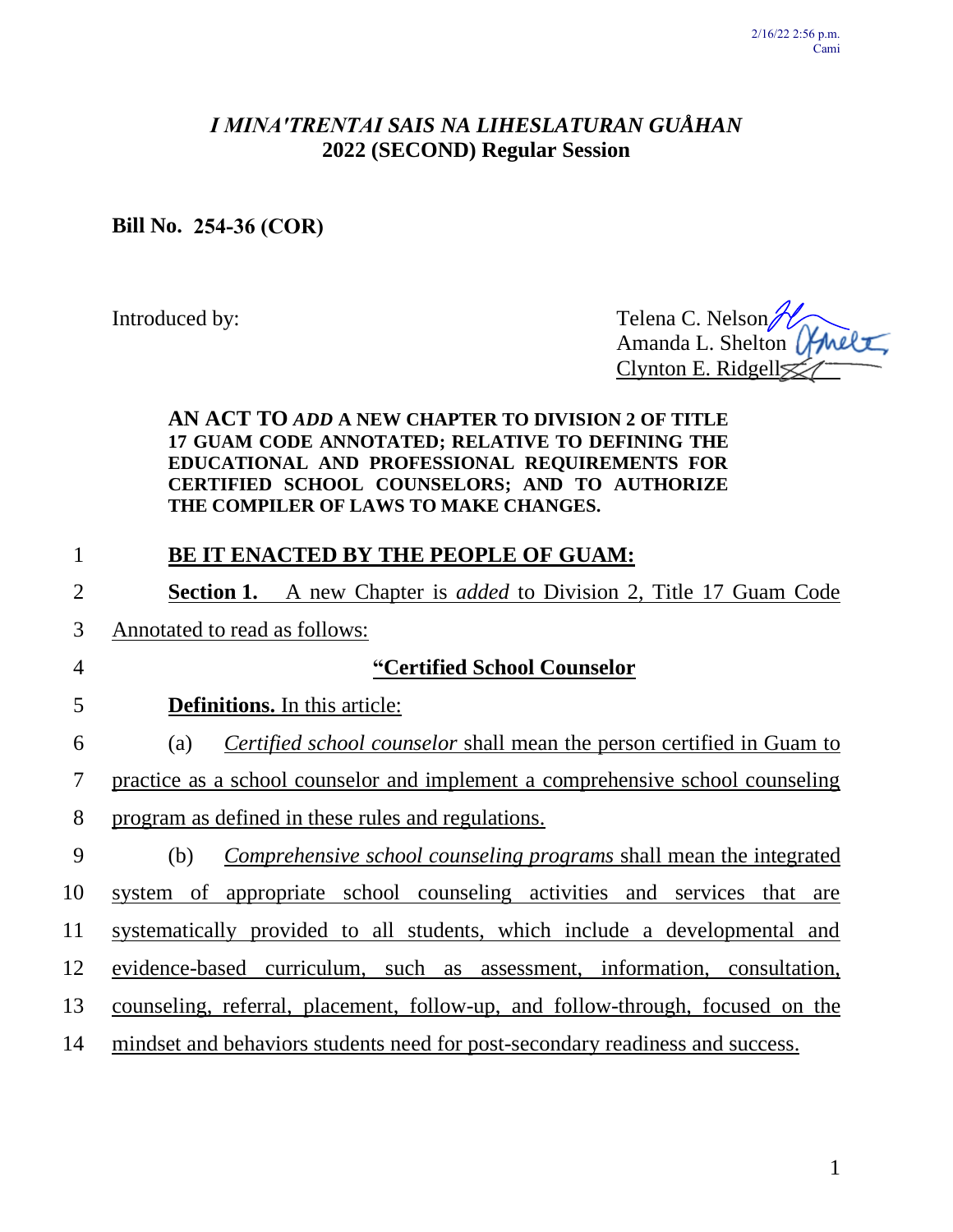*I MINA'TRENTAI SAIS NA LIHESLATURAN GUÅHAN*
**2022 (SECOND) Regular Session**

**Bill No. 254-36 (COR)**

Introduced by:

Telena C. Nelson
Amanda L. Shelton
Clynton E. Ridgell

**AN ACT TO *ADD* A NEW CHAPTER TO DIVISION 2 OF TITLE 17 GUAM CODE ANNOTATED; RELATIVE TO DEFINING THE EDUCATIONAL AND PROFESSIONAL REQUIREMENTS FOR CERTIFIED SCHOOL COUNSELORS; AND TO AUTHORIZE THE COMPILER OF LAWS TO MAKE CHANGES.**

**BE IT ENACTED BY THE PEOPLE OF GUAM:**

**Section 1.** A new Chapter is *added* to Division 2, Title 17 Guam Code Annotated to read as follows:

**"Certified School Counselor**

**Definitions.** In this article:

(a) *Certified school counselor* shall mean the person certified in Guam to practice as a school counselor and implement a comprehensive school counseling program as defined in these rules and regulations.

(b) *Comprehensive school counseling programs* shall mean the integrated system of appropriate school counseling activities and services that are systematically provided to all students, which include a developmental and evidence-based curriculum, such as assessment, information, consultation, counseling, referral, placement, follow-up, and follow-through, focused on the mindset and behaviors students need for post-secondary readiness and success.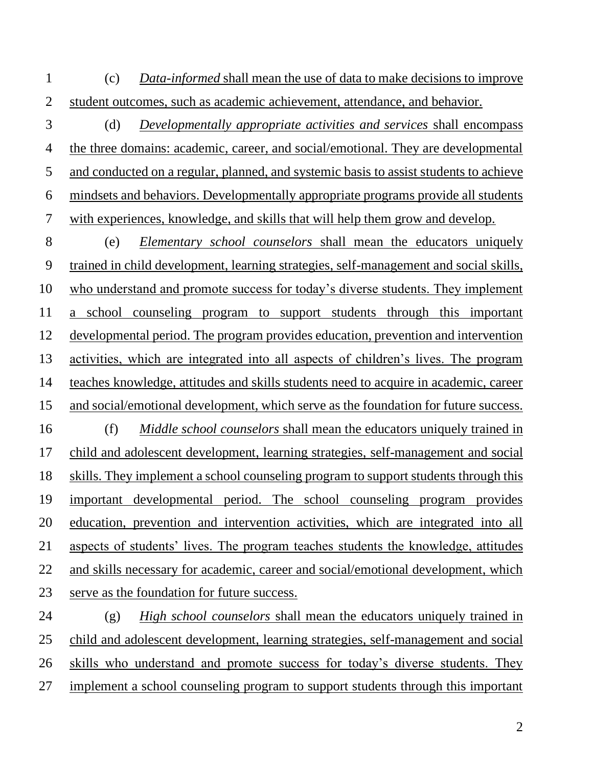(c) *Data-informed* shall mean the use of data to make decisions to improve student outcomes, such as academic achievement, attendance, and behavior.

(d) *Developmentally appropriate activities and services* shall encompass the three domains: academic, career, and social/emotional. They are developmental and conducted on a regular, planned, and systemic basis to assist students to achieve mindsets and behaviors. Developmentally appropriate programs provide all students with experiences, knowledge, and skills that will help them grow and develop.

(e) *Elementary school counselors* shall mean the educators uniquely trained in child development, learning strategies, self-management and social skills, who understand and promote success for today's diverse students. They implement a school counseling program to support students through this important developmental period. The program provides education, prevention and intervention activities, which are integrated into all aspects of children's lives. The program teaches knowledge, attitudes and skills students need to acquire in academic, career and social/emotional development, which serve as the foundation for future success.

(f) *Middle school counselors* shall mean the educators uniquely trained in child and adolescent development, learning strategies, self-management and social skills. They implement a school counseling program to support students through this important developmental period. The school counseling program provides education, prevention and intervention activities, which are integrated into all aspects of students' lives. The program teaches students the knowledge, attitudes and skills necessary for academic, career and social/emotional development, which serve as the foundation for future success.

(g) *High school counselors* shall mean the educators uniquely trained in child and adolescent development, learning strategies, self-management and social skills who understand and promote success for today's diverse students. They implement a school counseling program to support students through this important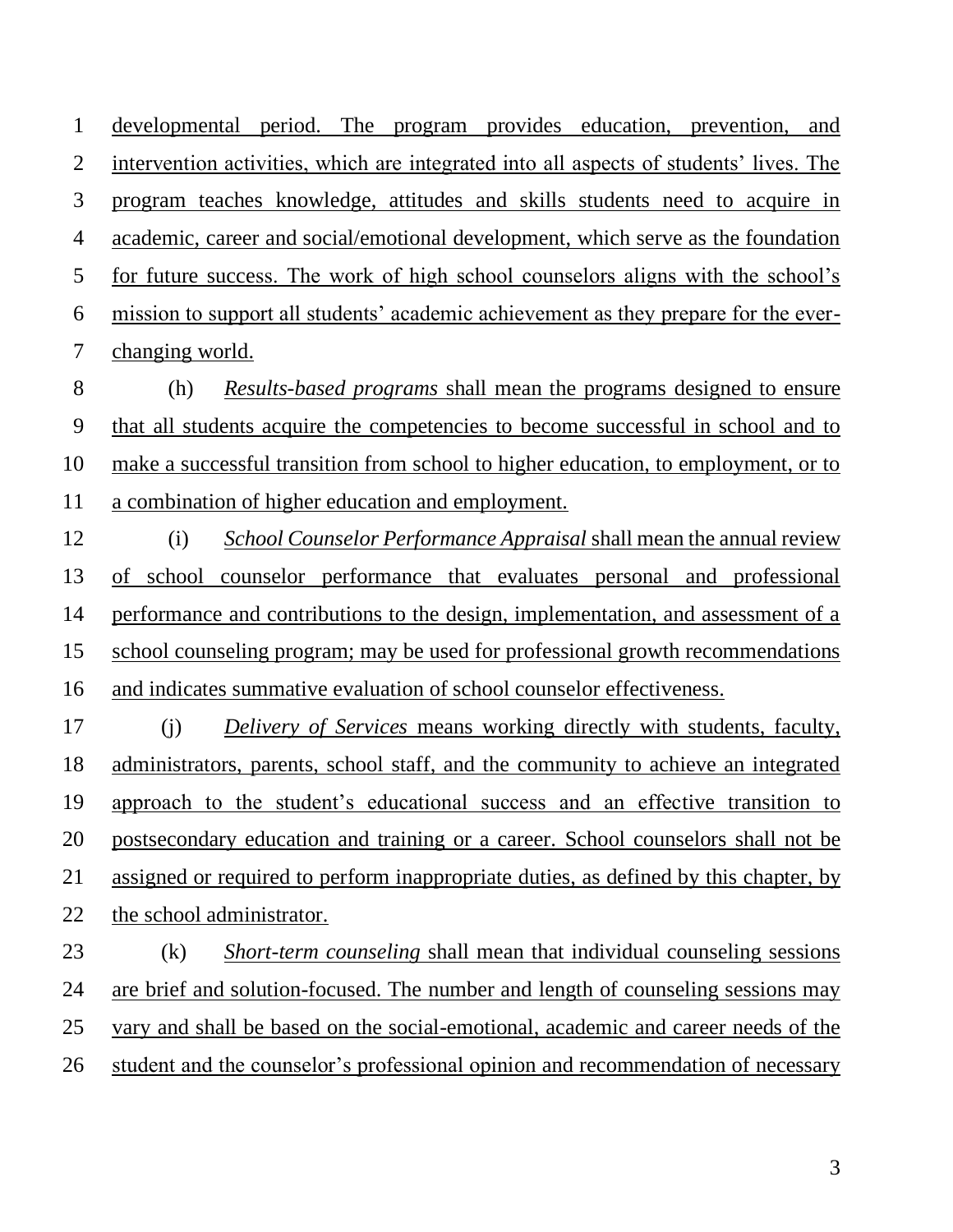developmental period. The program provides education, prevention, and intervention activities, which are integrated into all aspects of students' lives. The program teaches knowledge, attitudes and skills students need to acquire in academic, career and social/emotional development, which serve as the foundation for future success. The work of high school counselors aligns with the school's mission to support all students' academic achievement as they prepare for the ever-changing world.

(h) *Results-based programs* shall mean the programs designed to ensure that all students acquire the competencies to become successful in school and to make a successful transition from school to higher education, to employment, or to a combination of higher education and employment.

(i) *School Counselor Performance Appraisal* shall mean the annual review of school counselor performance that evaluates personal and professional performance and contributions to the design, implementation, and assessment of a school counseling program; may be used for professional growth recommendations and indicates summative evaluation of school counselor effectiveness.

(j) *Delivery of Services* means working directly with students, faculty, administrators, parents, school staff, and the community to achieve an integrated approach to the student's educational success and an effective transition to postsecondary education and training or a career. School counselors shall not be assigned or required to perform inappropriate duties, as defined by this chapter, by the school administrator.

(k) *Short-term counseling* shall mean that individual counseling sessions are brief and solution-focused. The number and length of counseling sessions may vary and shall be based on the social-emotional, academic and career needs of the student and the counselor's professional opinion and recommendation of necessary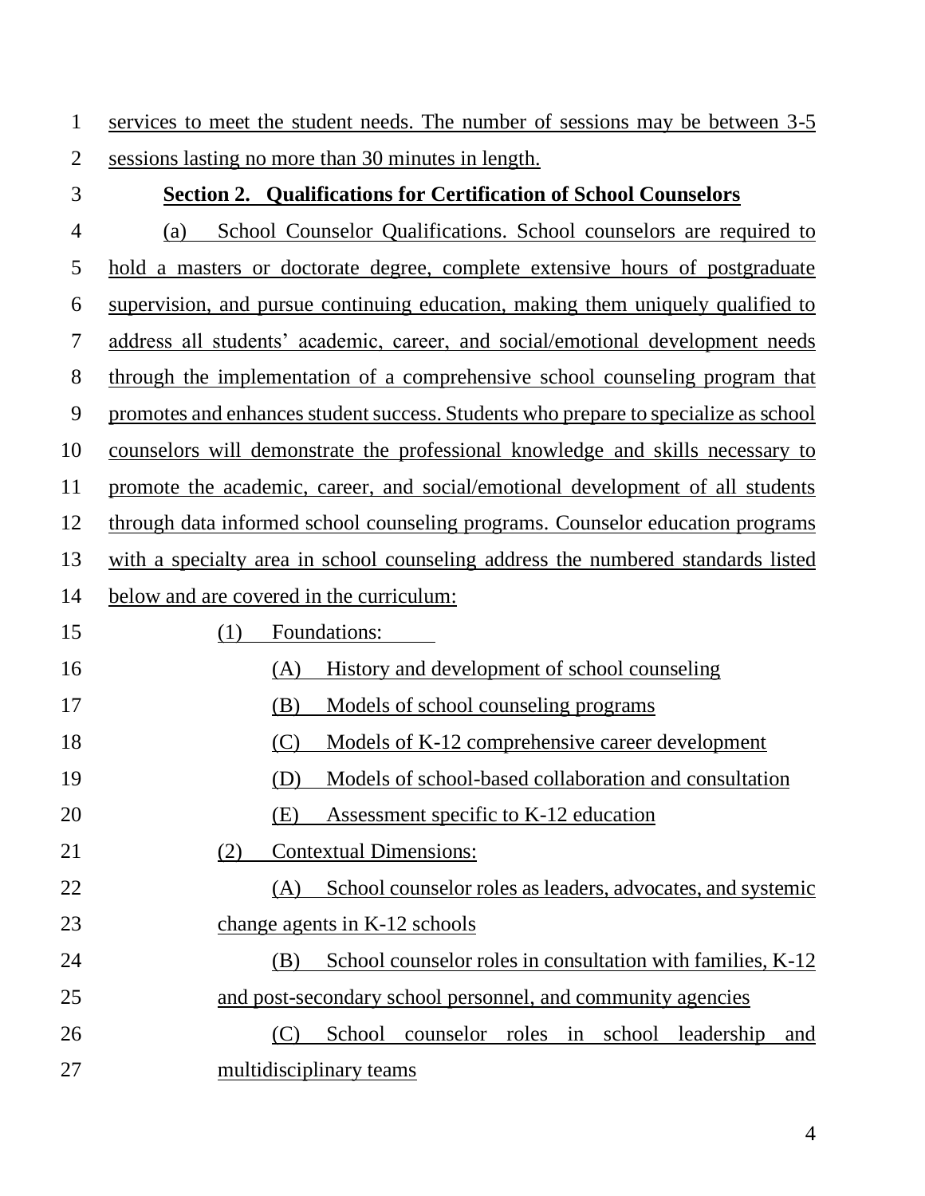services to meet the student needs. The number of sessions may be between 3-5 sessions lasting no more than 30 minutes in length.

**Section 2. Qualifications for Certification of School Counselors**

(a) School Counselor Qualifications. School counselors are required to hold a masters or doctorate degree, complete extensive hours of postgraduate supervision, and pursue continuing education, making them uniquely qualified to address all students' academic, career, and social/emotional development needs through the implementation of a comprehensive school counseling program that promotes and enhances student success. Students who prepare to specialize as school counselors will demonstrate the professional knowledge and skills necessary to promote the academic, career, and social/emotional development of all students through data informed school counseling programs. Counselor education programs with a specialty area in school counseling address the numbered standards listed below and are covered in the curriculum:

(1) Foundations:

(A) History and development of school counseling

(B) Models of school counseling programs

(C) Models of K-12 comprehensive career development

(D) Models of school-based collaboration and consultation

(E) Assessment specific to K-12 education

(2) Contextual Dimensions:

(A) School counselor roles as leaders, advocates, and systemic change agents in K-12 schools

(B) School counselor roles in consultation with families, K-12 and post-secondary school personnel, and community agencies

(C) School counselor roles in school leadership and multidisciplinary teams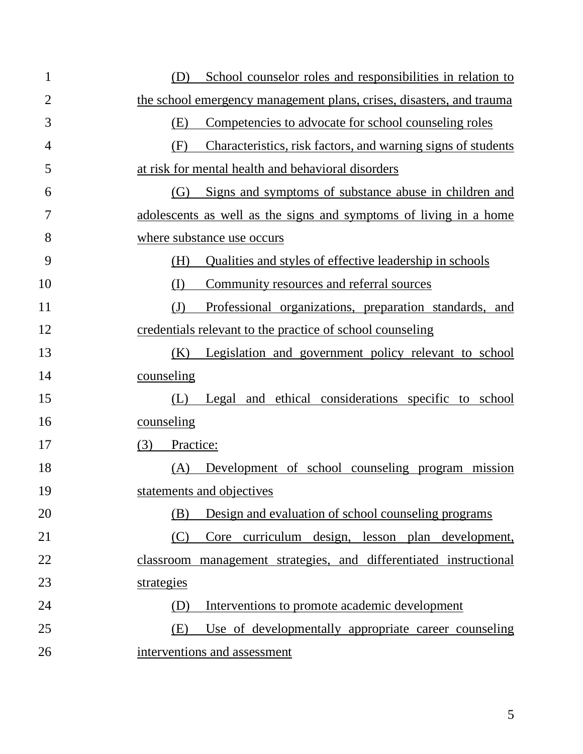(D) School counselor roles and responsibilities in relation to the school emergency management plans, crises, disasters, and trauma

(E) Competencies to advocate for school counseling roles

(F) Characteristics, risk factors, and warning signs of students at risk for mental health and behavioral disorders

(G) Signs and symptoms of substance abuse in children and adolescents as well as the signs and symptoms of living in a home where substance use occurs

(H) Qualities and styles of effective leadership in schools

(I) Community resources and referral sources

(J) Professional organizations, preparation standards, and credentials relevant to the practice of school counseling

(K) Legislation and government policy relevant to school counseling

(L) Legal and ethical considerations specific to school counseling

(3) Practice:

(A) Development of school counseling program mission statements and objectives

(B) Design and evaluation of school counseling programs

(C) Core curriculum design, lesson plan development, classroom management strategies, and differentiated instructional strategies

(D) Interventions to promote academic development

(E) Use of developmentally appropriate career counseling interventions and assessment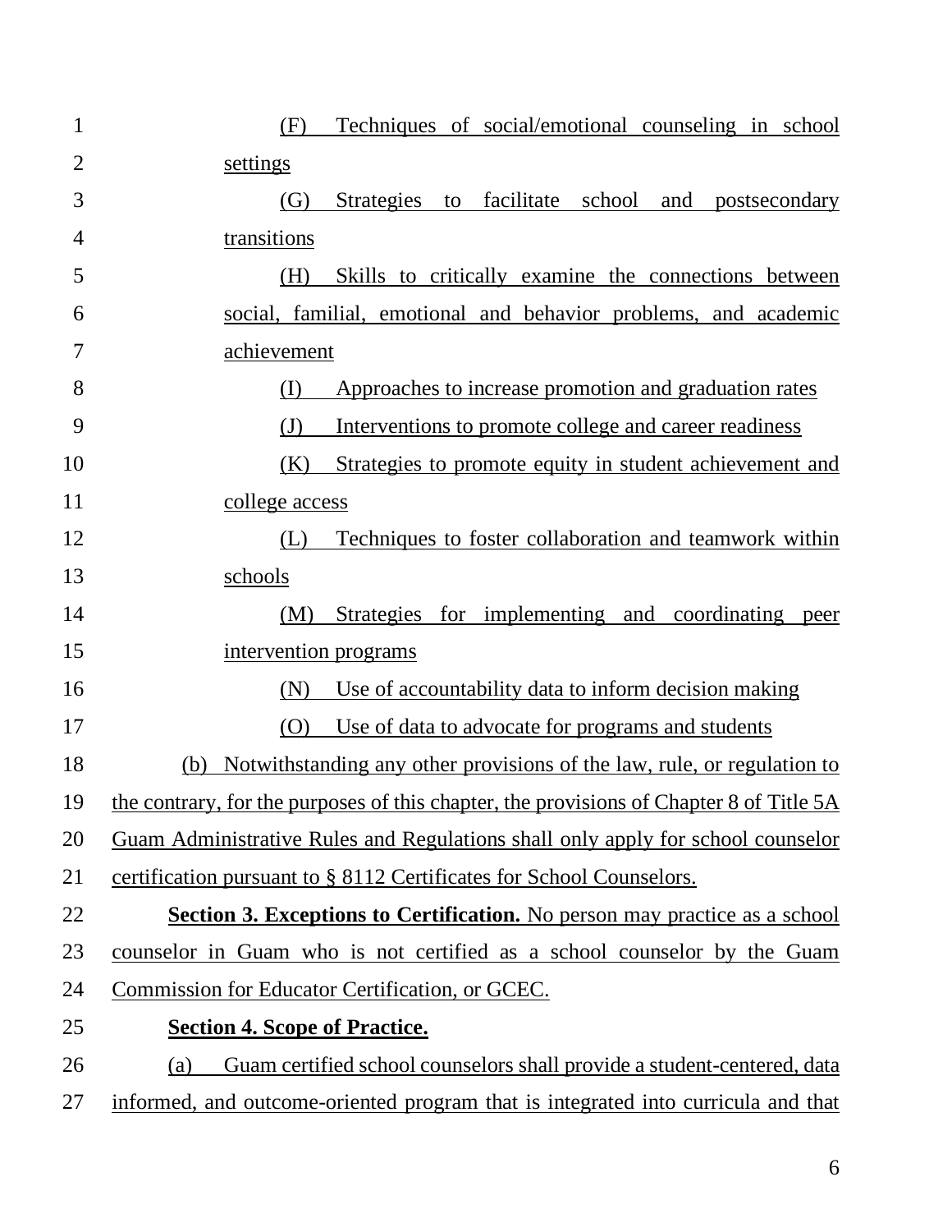(F) Techniques of social/emotional counseling in school settings

(G) Strategies to facilitate school and postsecondary transitions

(H) Skills to critically examine the connections between social, familial, emotional and behavior problems, and academic achievement

(I) Approaches to increase promotion and graduation rates

(J) Interventions to promote college and career readiness

(K) Strategies to promote equity in student achievement and college access

(L) Techniques to foster collaboration and teamwork within schools

(M) Strategies for implementing and coordinating peer intervention programs

(N) Use of accountability data to inform decision making

(O) Use of data to advocate for programs and students

(b) Notwithstanding any other provisions of the law, rule, or regulation to the contrary, for the purposes of this chapter, the provisions of Chapter 8 of Title 5A Guam Administrative Rules and Regulations shall only apply for school counselor certification pursuant to § 8112 Certificates for School Counselors.

**Section 3. Exceptions to Certification.** No person may practice as a school counselor in Guam who is not certified as a school counselor by the Guam Commission for Educator Certification, or GCEC.

**Section 4. Scope of Practice.**

(a) Guam certified school counselors shall provide a student-centered, data informed, and outcome-oriented program that is integrated into curricula and that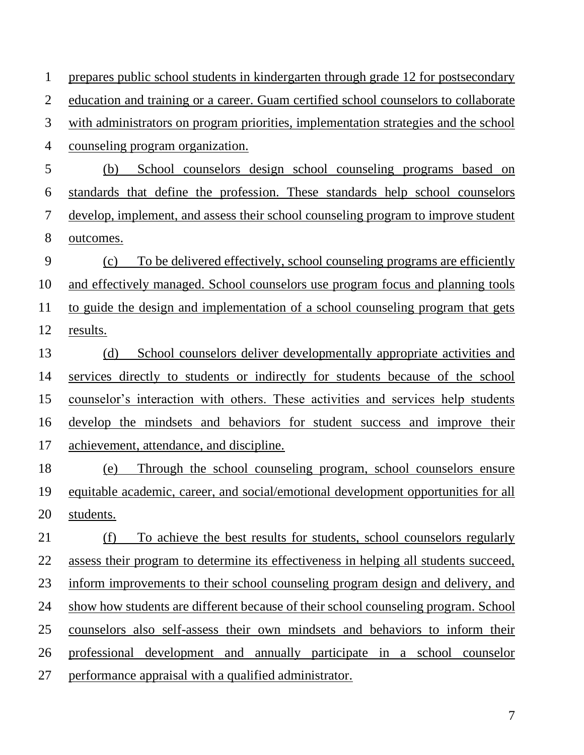prepares public school students in kindergarten through grade 12 for postsecondary education and training or a career. Guam certified school counselors to collaborate with administrators on program priorities, implementation strategies and the school counseling program organization.

(b) School counselors design school counseling programs based on standards that define the profession. These standards help school counselors develop, implement, and assess their school counseling program to improve student outcomes.

(c) To be delivered effectively, school counseling programs are efficiently and effectively managed. School counselors use program focus and planning tools to guide the design and implementation of a school counseling program that gets results.

(d) School counselors deliver developmentally appropriate activities and services directly to students or indirectly for students because of the school counselor's interaction with others. These activities and services help students develop the mindsets and behaviors for student success and improve their achievement, attendance, and discipline.

(e) Through the school counseling program, school counselors ensure equitable academic, career, and social/emotional development opportunities for all students.

(f) To achieve the best results for students, school counselors regularly assess their program to determine its effectiveness in helping all students succeed, inform improvements to their school counseling program design and delivery, and show how students are different because of their school counseling program. School counselors also self-assess their own mindsets and behaviors to inform their professional development and annually participate in a school counselor performance appraisal with a qualified administrator.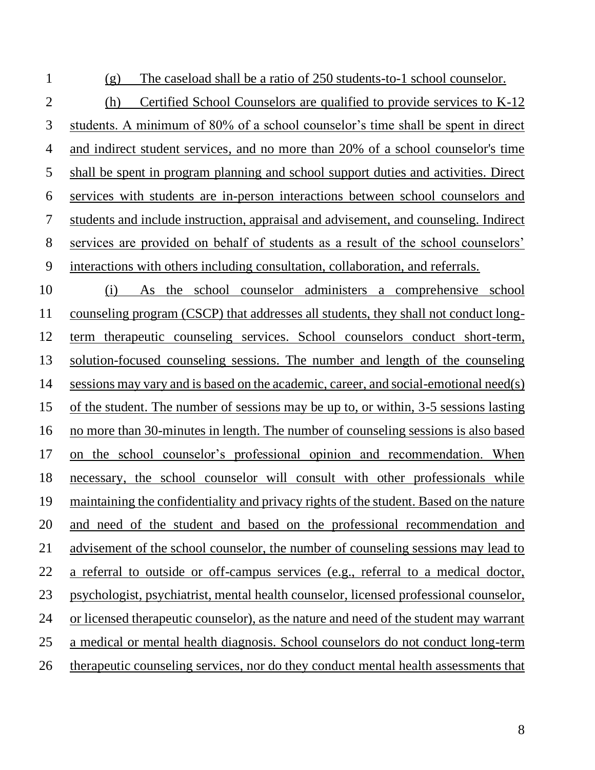(g) The caseload shall be a ratio of 250 students-to-1 school counselor.

(h) Certified School Counselors are qualified to provide services to K-12 students. A minimum of 80% of a school counselor's time shall be spent in direct and indirect student services, and no more than 20% of a school counselor's time shall be spent in program planning and school support duties and activities. Direct services with students are in-person interactions between school counselors and students and include instruction, appraisal and advisement, and counseling. Indirect services are provided on behalf of students as a result of the school counselors' interactions with others including consultation, collaboration, and referrals.

(i) As the school counselor administers a comprehensive school counseling program (CSCP) that addresses all students, they shall not conduct long-term therapeutic counseling services. School counselors conduct short-term, solution-focused counseling sessions. The number and length of the counseling sessions may vary and is based on the academic, career, and social-emotional need(s) of the student. The number of sessions may be up to, or within, 3-5 sessions lasting no more than 30-minutes in length. The number of counseling sessions is also based on the school counselor's professional opinion and recommendation. When necessary, the school counselor will consult with other professionals while maintaining the confidentiality and privacy rights of the student. Based on the nature and need of the student and based on the professional recommendation and advisement of the school counselor, the number of counseling sessions may lead to a referral to outside or off-campus services (e.g., referral to a medical doctor, psychologist, psychiatrist, mental health counselor, licensed professional counselor, or licensed therapeutic counselor), as the nature and need of the student may warrant a medical or mental health diagnosis. School counselors do not conduct long-term therapeutic counseling services, nor do they conduct mental health assessments that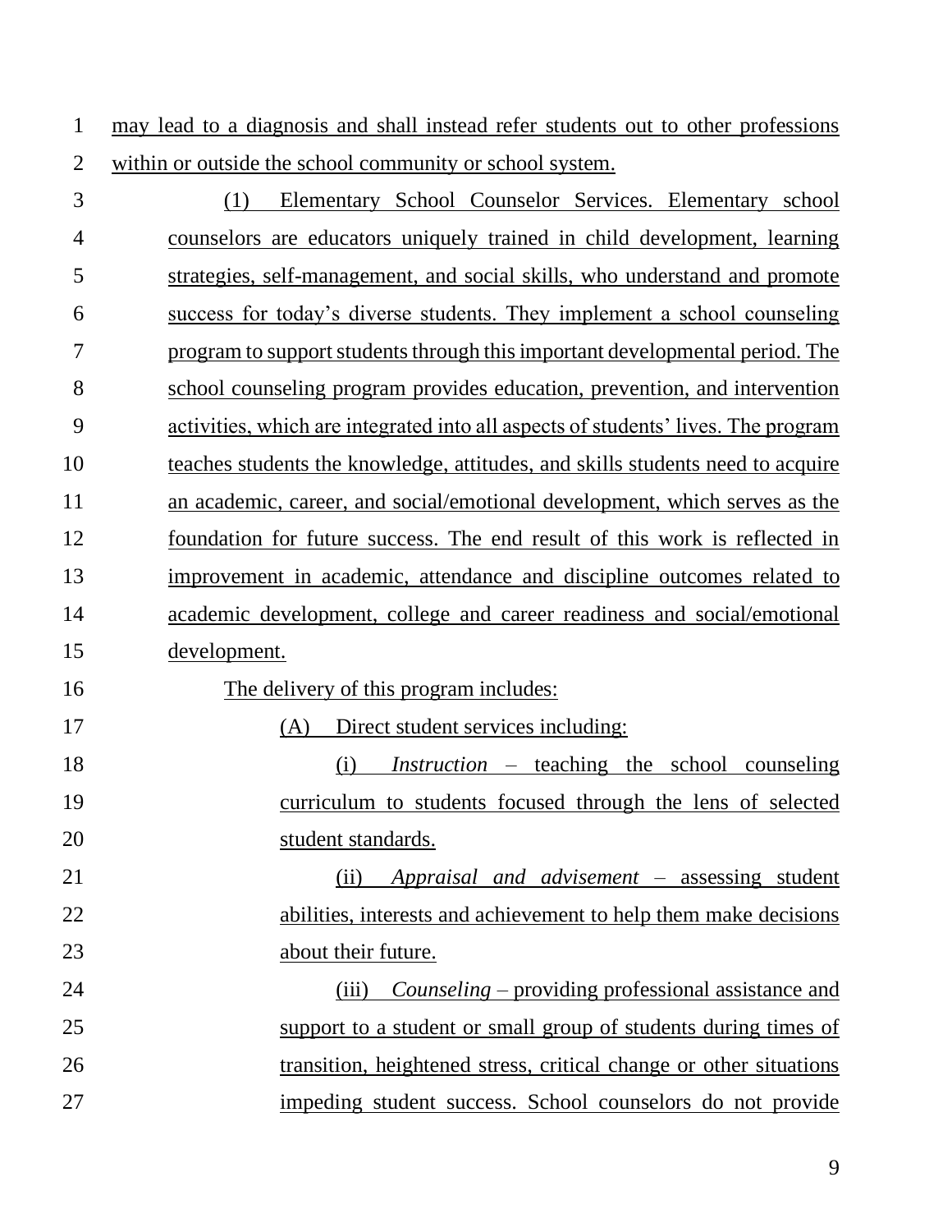may lead to a diagnosis and shall instead refer students out to other professions within or outside the school community or school system.

(1) Elementary School Counselor Services. Elementary school counselors are educators uniquely trained in child development, learning strategies, self-management, and social skills, who understand and promote success for today's diverse students. They implement a school counseling program to support students through this important developmental period. The school counseling program provides education, prevention, and intervention activities, which are integrated into all aspects of students' lives. The program teaches students the knowledge, attitudes, and skills students need to acquire an academic, career, and social/emotional development, which serves as the foundation for future success. The end result of this work is reflected in improvement in academic, attendance and discipline outcomes related to academic development, college and career readiness and social/emotional development.

The delivery of this program includes:

(A) Direct student services including:

(i) *Instruction* – teaching the school counseling curriculum to students focused through the lens of selected student standards.

(ii) *Appraisal and advisement* – assessing student abilities, interests and achievement to help them make decisions about their future.

(iii) *Counseling* – providing professional assistance and support to a student or small group of students during times of transition, heightened stress, critical change or other situations impeding student success. School counselors do not provide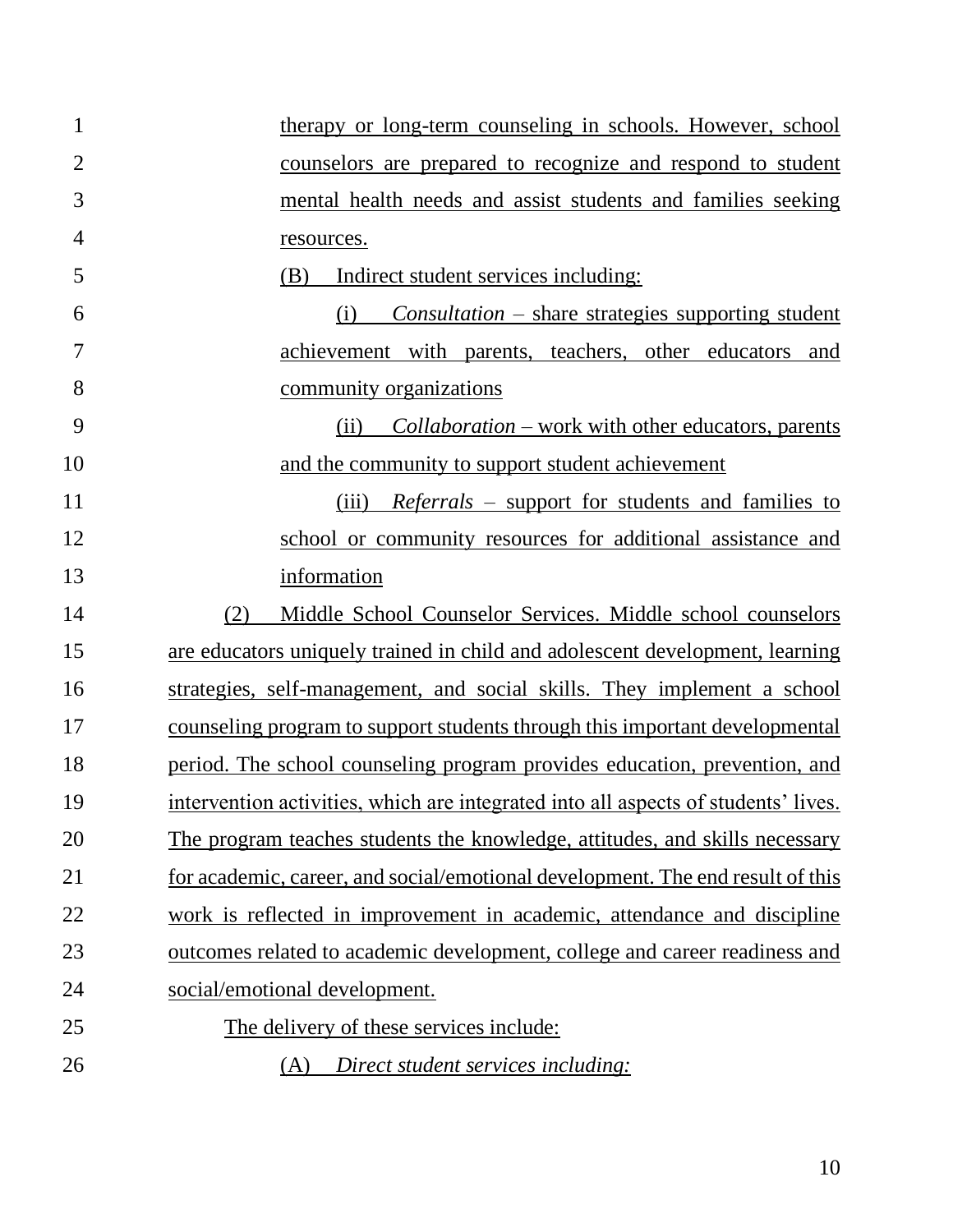therapy or long-term counseling in schools. However, school counselors are prepared to recognize and respond to student mental health needs and assist students and families seeking resources.

(B) Indirect student services including:

(i) *Consultation* – share strategies supporting student achievement with parents, teachers, other educators and community organizations

(ii) *Collaboration* – work with other educators, parents and the community to support student achievement

(iii) *Referrals* – support for students and families to school or community resources for additional assistance and information

(2) Middle School Counselor Services. Middle school counselors are educators uniquely trained in child and adolescent development, learning strategies, self-management, and social skills. They implement a school counseling program to support students through this important developmental period. The school counseling program provides education, prevention, and intervention activities, which are integrated into all aspects of students' lives. The program teaches students the knowledge, attitudes, and skills necessary for academic, career, and social/emotional development. The end result of this work is reflected in improvement in academic, attendance and discipline outcomes related to academic development, college and career readiness and social/emotional development.

The delivery of these services include:

(A) *Direct student services including:*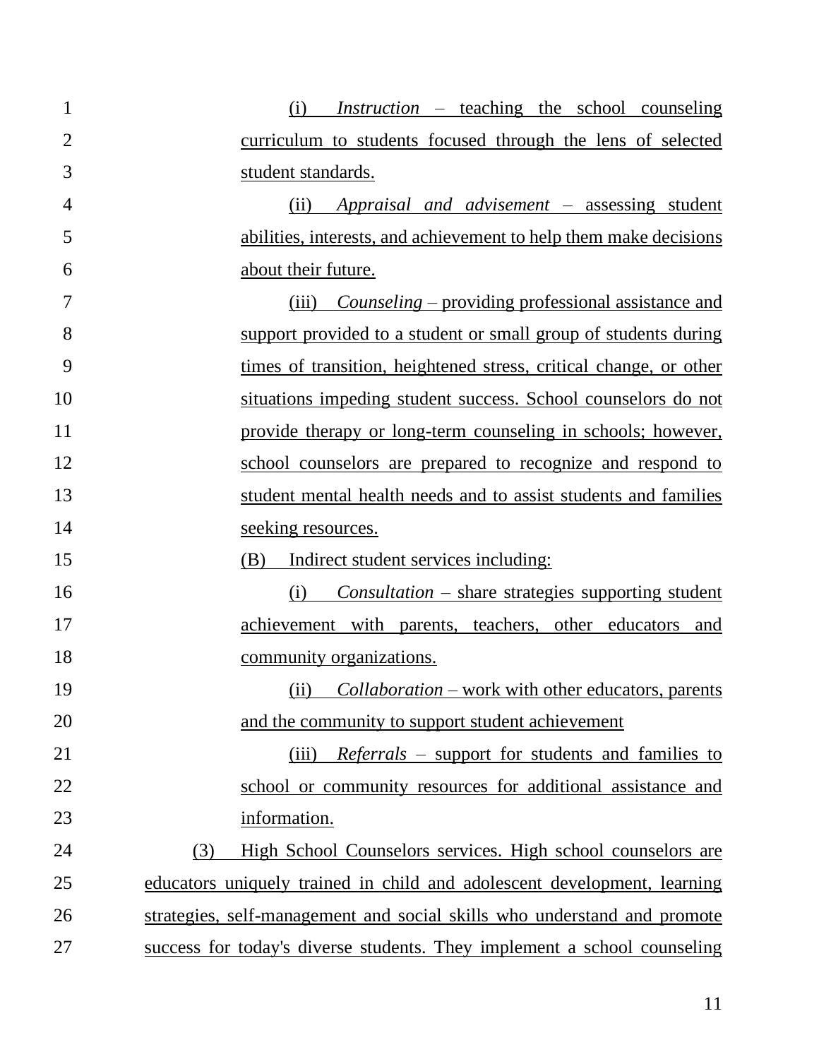(i) *Instruction* – teaching the school counseling curriculum to students focused through the lens of selected student standards.

(ii) *Appraisal and advisement* – assessing student abilities, interests, and achievement to help them make decisions about their future.

(iii) *Counseling* – providing professional assistance and support provided to a student or small group of students during times of transition, heightened stress, critical change, or other situations impeding student success. School counselors do not provide therapy or long-term counseling in schools; however, school counselors are prepared to recognize and respond to student mental health needs and to assist students and families seeking resources.

(B) Indirect student services including:

(i) *Consultation* – share strategies supporting student achievement with parents, teachers, other educators and community organizations.

(ii) *Collaboration* – work with other educators, parents and the community to support student achievement

(iii) *Referrals* – support for students and families to school or community resources for additional assistance and information.

(3) High School Counselors services. High school counselors are educators uniquely trained in child and adolescent development, learning strategies, self-management and social skills who understand and promote success for today's diverse students. They implement a school counseling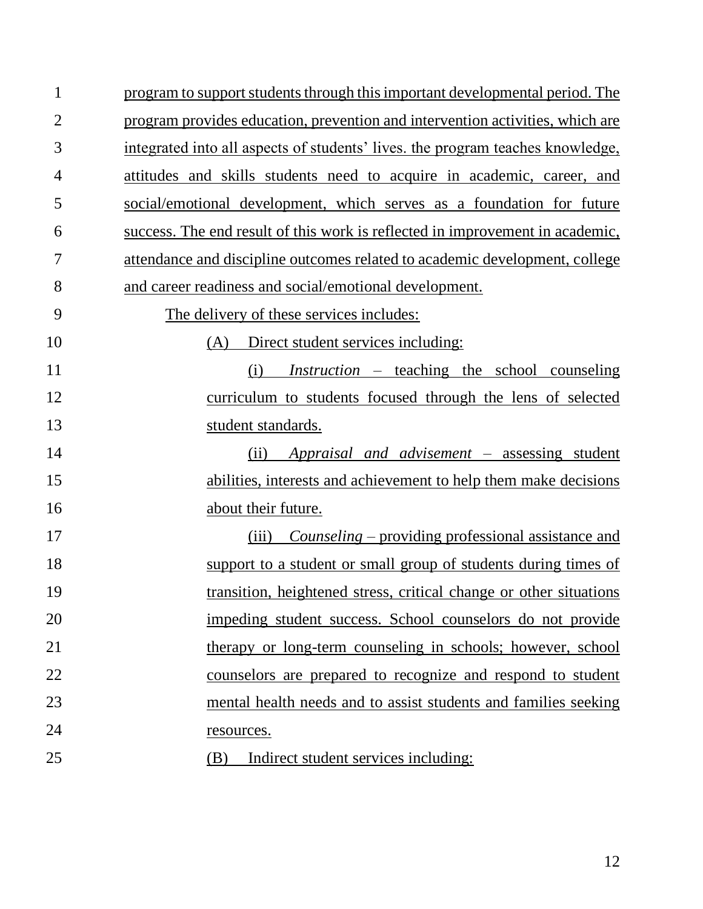program to support students through this important developmental period. The program provides education, prevention and intervention activities, which are integrated into all aspects of students' lives. the program teaches knowledge, attitudes and skills students need to acquire in academic, career, and social/emotional development, which serves as a foundation for future success. The end result of this work is reflected in improvement in academic, attendance and discipline outcomes related to academic development, college and career readiness and social/emotional development.

The delivery of these services includes:

(A) Direct student services including:

(i) *Instruction* – teaching the school counseling curriculum to students focused through the lens of selected student standards.

(ii) *Appraisal and advisement* – assessing student abilities, interests and achievement to help them make decisions about their future.

(iii) *Counseling* – providing professional assistance and support to a student or small group of students during times of transition, heightened stress, critical change or other situations impeding student success. School counselors do not provide therapy or long-term counseling in schools; however, school counselors are prepared to recognize and respond to student mental health needs and to assist students and families seeking resources.

(B) Indirect student services including: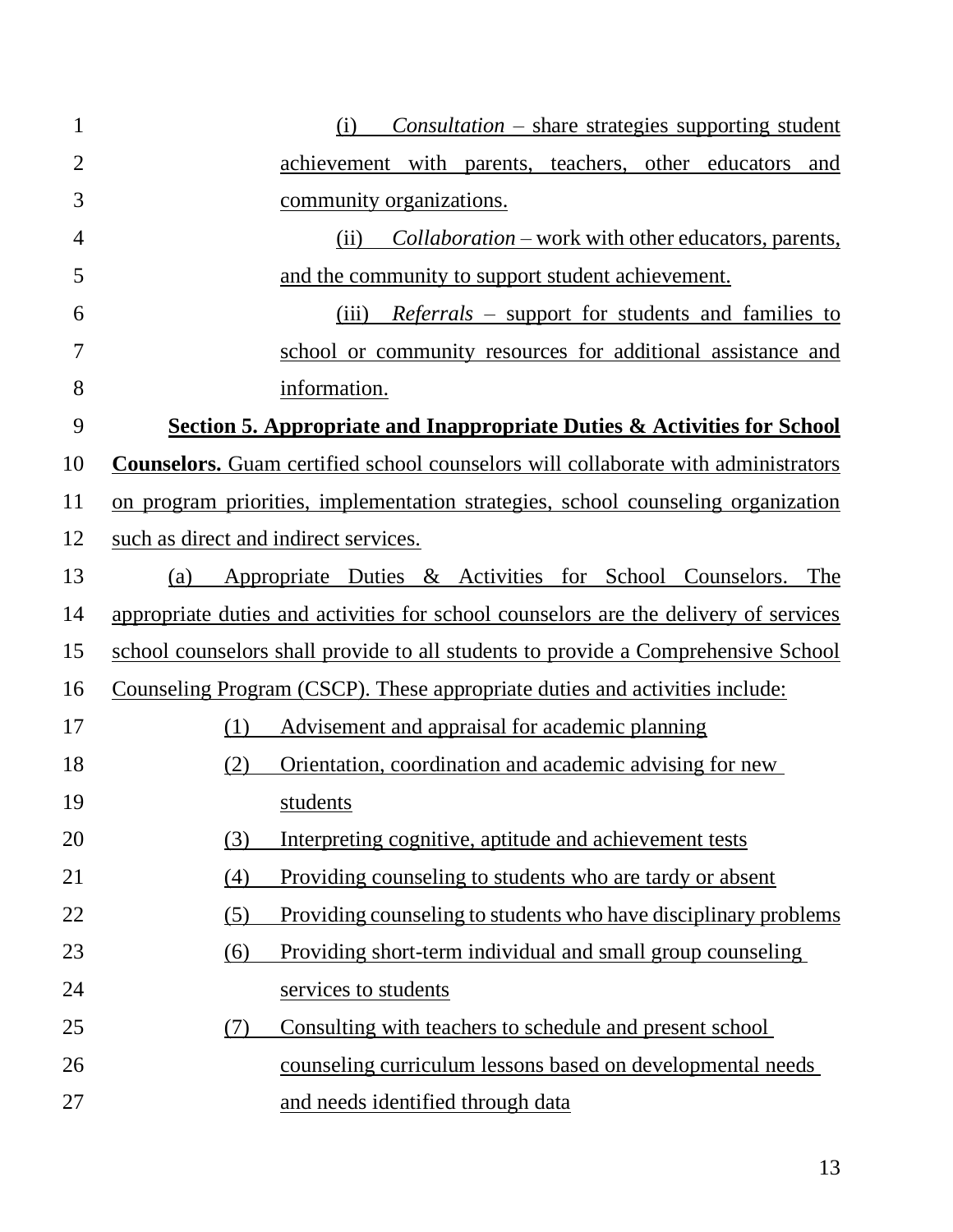(i) *Consultation* – share strategies supporting student achievement with parents, teachers, other educators and community organizations.

(ii) *Collaboration* – work with other educators, parents, and the community to support student achievement.

(iii) *Referrals* – support for students and families to school or community resources for additional assistance and information.

**Section 5. Appropriate and Inappropriate Duties & Activities for School Counselors.** Guam certified school counselors will collaborate with administrators on program priorities, implementation strategies, school counseling organization such as direct and indirect services.

(a) Appropriate Duties & Activities for School Counselors. The appropriate duties and activities for school counselors are the delivery of services school counselors shall provide to all students to provide a Comprehensive School Counseling Program (CSCP). These appropriate duties and activities include:

(1) Advisement and appraisal for academic planning

(2) Orientation, coordination and academic advising for new students

(3) Interpreting cognitive, aptitude and achievement tests

(4) Providing counseling to students who are tardy or absent

(5) Providing counseling to students who have disciplinary problems

(6) Providing short-term individual and small group counseling services to students

(7) Consulting with teachers to schedule and present school counseling curriculum lessons based on developmental needs and needs identified through data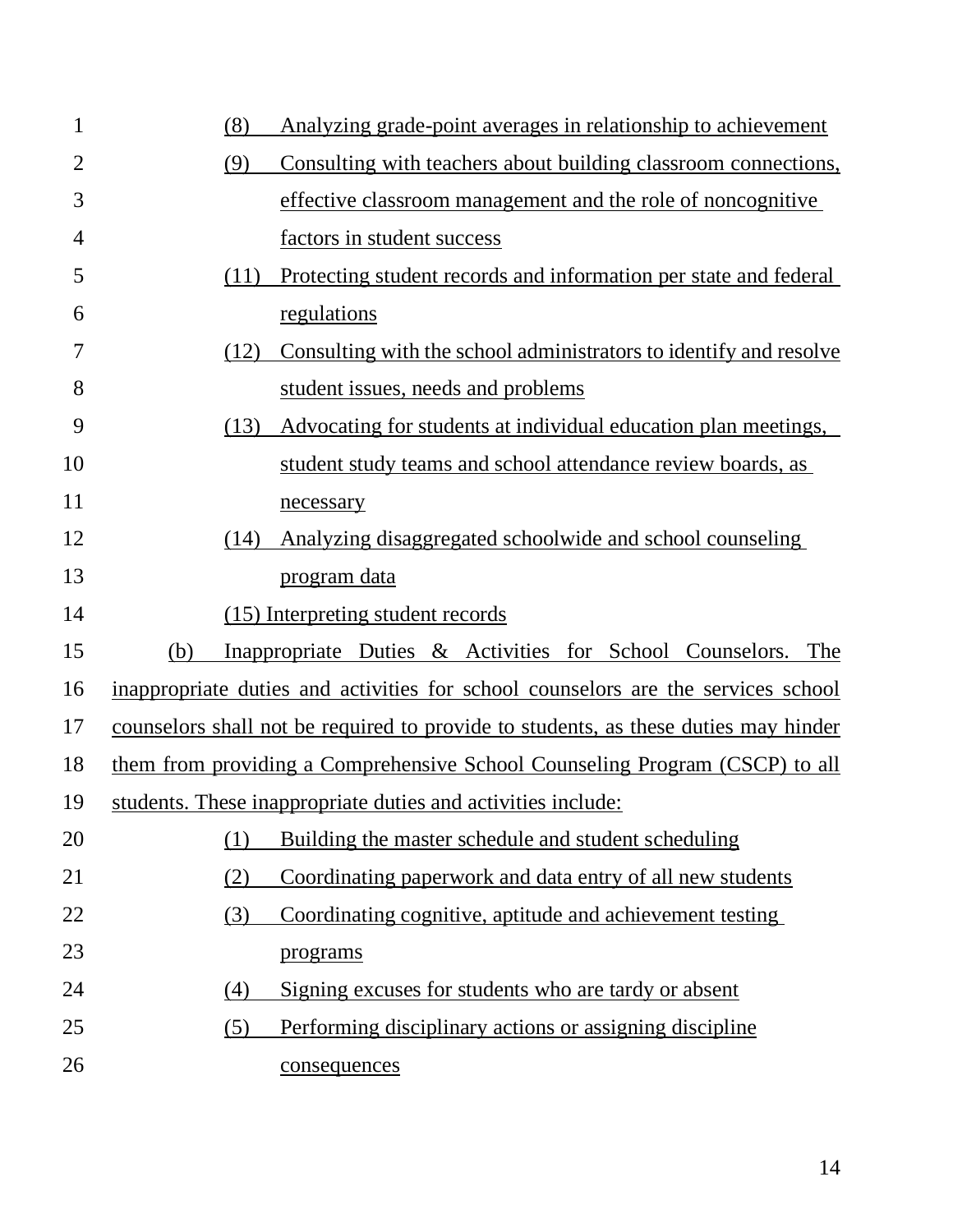(8) Analyzing grade-point averages in relationship to achievement

(9) Consulting with teachers about building classroom connections, effective classroom management and the role of noncognitive factors in student success

(11) Protecting student records and information per state and federal regulations

(12) Consulting with the school administrators to identify and resolve student issues, needs and problems

(13) Advocating for students at individual education plan meetings, student study teams and school attendance review boards, as necessary

(14) Analyzing disaggregated schoolwide and school counseling program data

(15) Interpreting student records

(b) Inappropriate Duties & Activities for School Counselors. The inappropriate duties and activities for school counselors are the services school counselors shall not be required to provide to students, as these duties may hinder them from providing a Comprehensive School Counseling Program (CSCP) to all students. These inappropriate duties and activities include:

(1) Building the master schedule and student scheduling

(2) Coordinating paperwork and data entry of all new students

(3) Coordinating cognitive, aptitude and achievement testing programs

(4) Signing excuses for students who are tardy or absent

(5) Performing disciplinary actions or assigning discipline consequences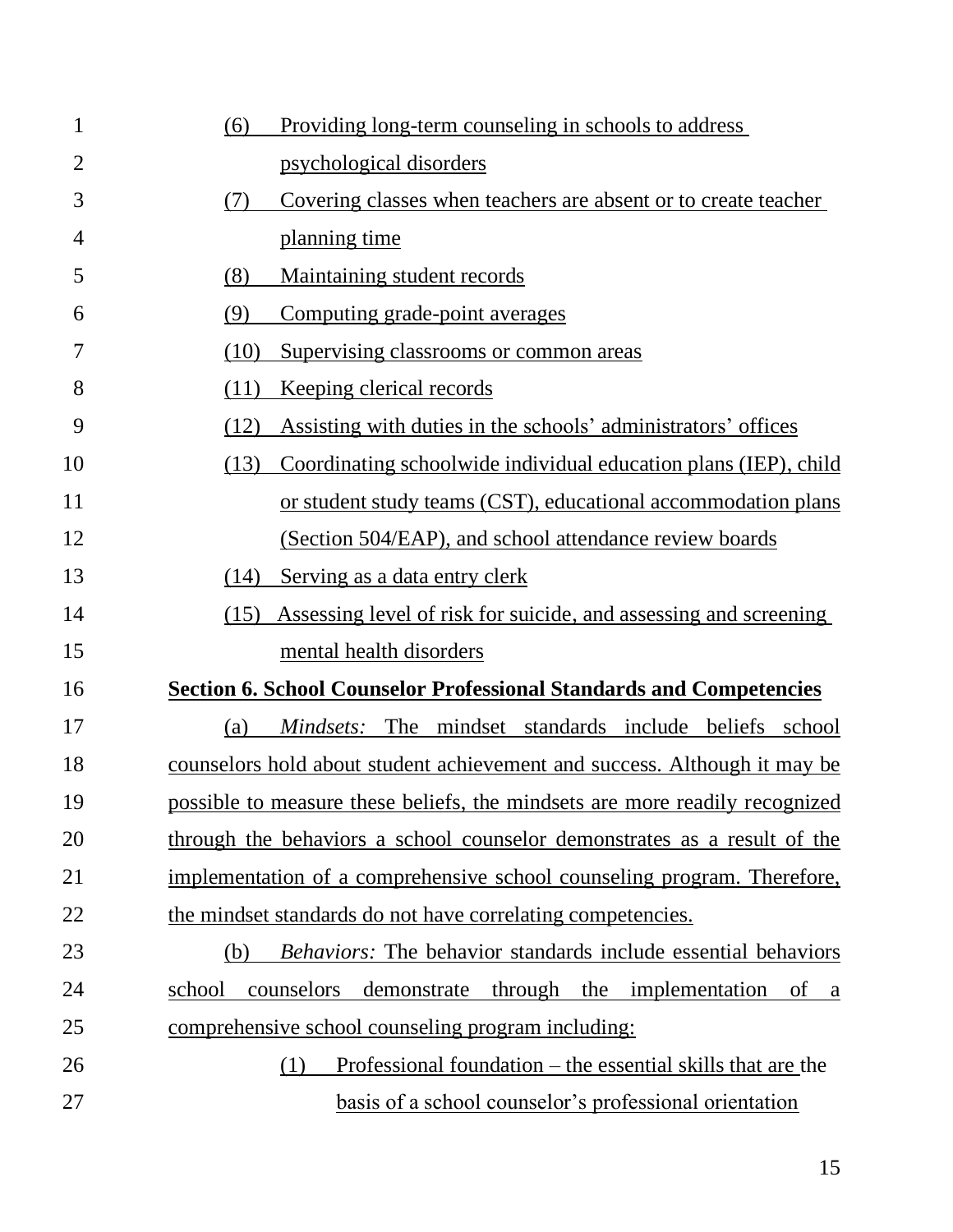(6) Providing long-term counseling in schools to address psychological disorders

(7) Covering classes when teachers are absent or to create teacher planning time

(8) Maintaining student records

(9) Computing grade-point averages

(10) Supervising classrooms or common areas

(11) Keeping clerical records

(12) Assisting with duties in the schools' administrators' offices

(13) Coordinating schoolwide individual education plans (IEP), child or student study teams (CST), educational accommodation plans (Section 504/EAP), and school attendance review boards

(14) Serving as a data entry clerk

(15) Assessing level of risk for suicide, and assessing and screening mental health disorders

**Section 6. School Counselor Professional Standards and Competencies**

(a) *Mindsets:* The mindset standards include beliefs school counselors hold about student achievement and success. Although it may be possible to measure these beliefs, the mindsets are more readily recognized through the behaviors a school counselor demonstrates as a result of the implementation of a comprehensive school counseling program. Therefore, the mindset standards do not have correlating competencies.

(b) *Behaviors:* The behavior standards include essential behaviors school counselors demonstrate through the implementation of a comprehensive school counseling program including:

(1) Professional foundation – the essential skills that are the basis of a school counselor's professional orientation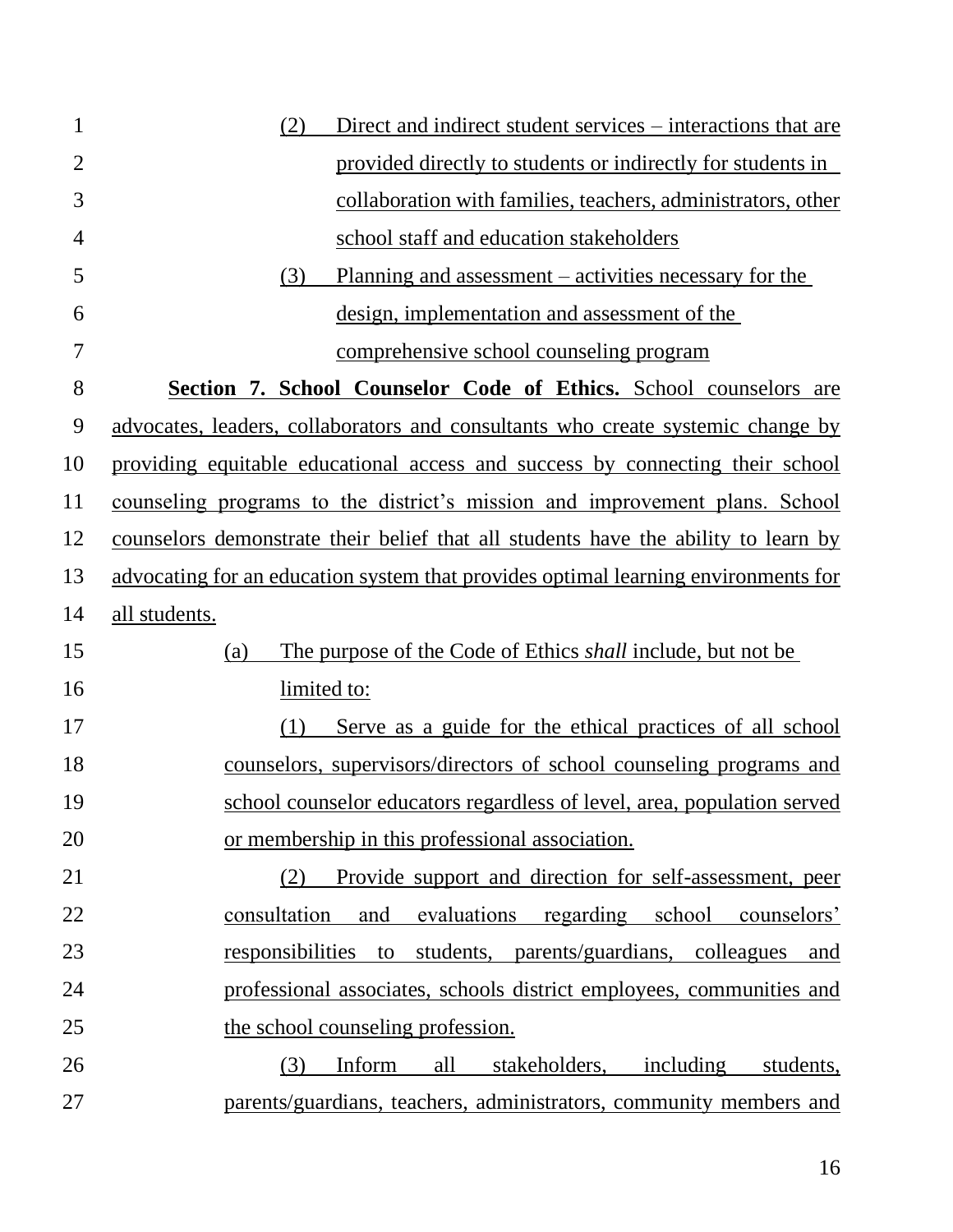(2) Direct and indirect student services – interactions that are provided directly to students or indirectly for students in collaboration with families, teachers, administrators, other school staff and education stakeholders

(3) Planning and assessment – activities necessary for the design, implementation and assessment of the comprehensive school counseling program

**Section 7. School Counselor Code of Ethics.** School counselors are advocates, leaders, collaborators and consultants who create systemic change by providing equitable educational access and success by connecting their school counseling programs to the district's mission and improvement plans. School counselors demonstrate their belief that all students have the ability to learn by advocating for an education system that provides optimal learning environments for all students.

(a) The purpose of the Code of Ethics *shall* include, but not be limited to:

(1) Serve as a guide for the ethical practices of all school counselors, supervisors/directors of school counseling programs and school counselor educators regardless of level, area, population served or membership in this professional association.

(2) Provide support and direction for self-assessment, peer consultation and evaluations regarding school counselors' responsibilities to students, parents/guardians, colleagues and professional associates, schools district employees, communities and the school counseling profession.

(3) Inform all stakeholders, including students, parents/guardians, teachers, administrators, community members and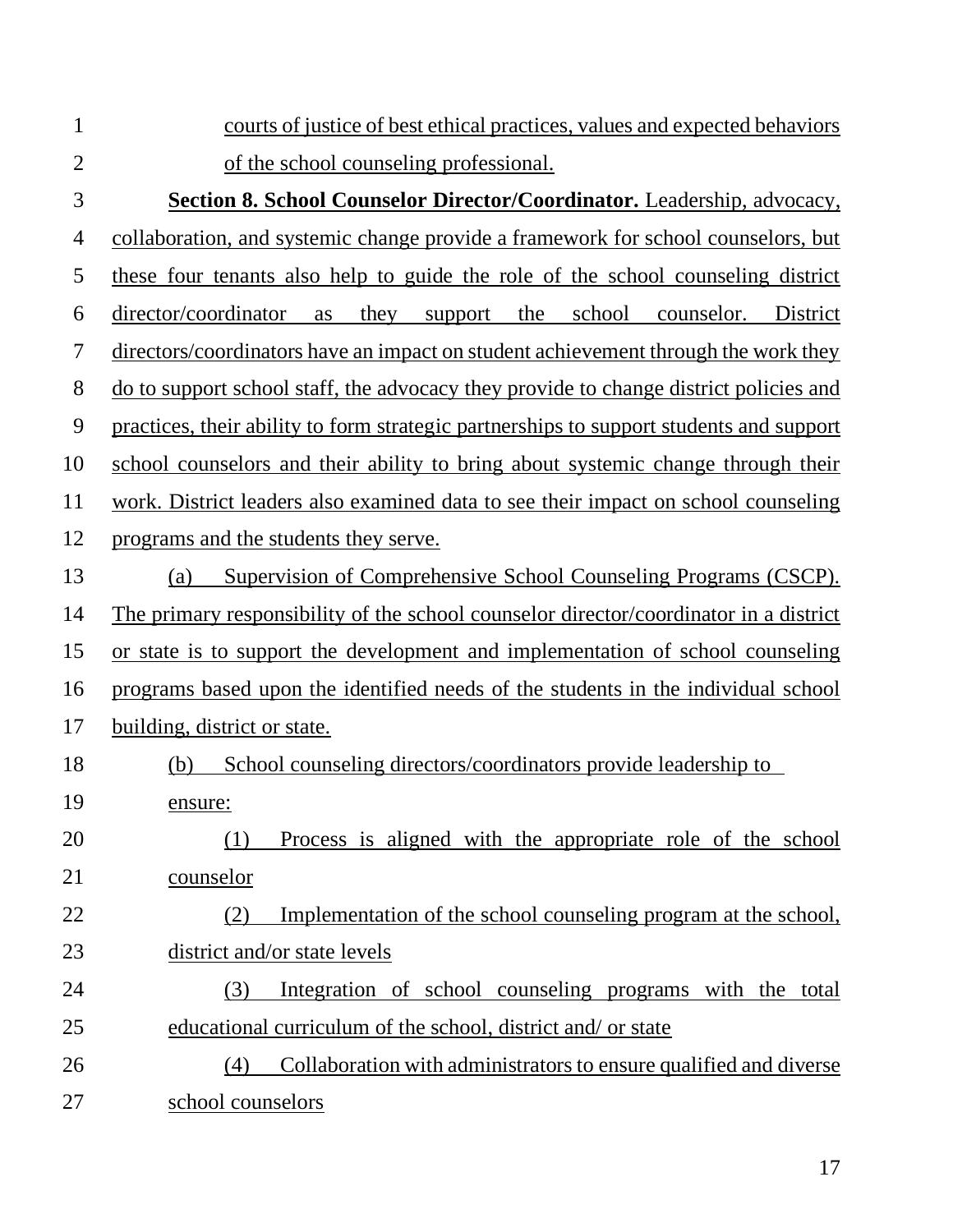courts of justice of best ethical practices, values and expected behaviors of the school counseling professional.

**Section 8. School Counselor Director/Coordinator.** Leadership, advocacy, collaboration, and systemic change provide a framework for school counselors, but these four tenants also help to guide the role of the school counseling district director/coordinator as they support the school counselor. District directors/coordinators have an impact on student achievement through the work they do to support school staff, the advocacy they provide to change district policies and practices, their ability to form strategic partnerships to support students and support school counselors and their ability to bring about systemic change through their work. District leaders also examined data to see their impact on school counseling programs and the students they serve.

(a) Supervision of Comprehensive School Counseling Programs (CSCP). The primary responsibility of the school counselor director/coordinator in a district or state is to support the development and implementation of school counseling programs based upon the identified needs of the students in the individual school building, district or state.

(b) School counseling directors/coordinators provide leadership to ensure:

(1) Process is aligned with the appropriate role of the school counselor

(2) Implementation of the school counseling program at the school, district and/or state levels

(3) Integration of school counseling programs with the total educational curriculum of the school, district and/ or state

(4) Collaboration with administrators to ensure qualified and diverse school counselors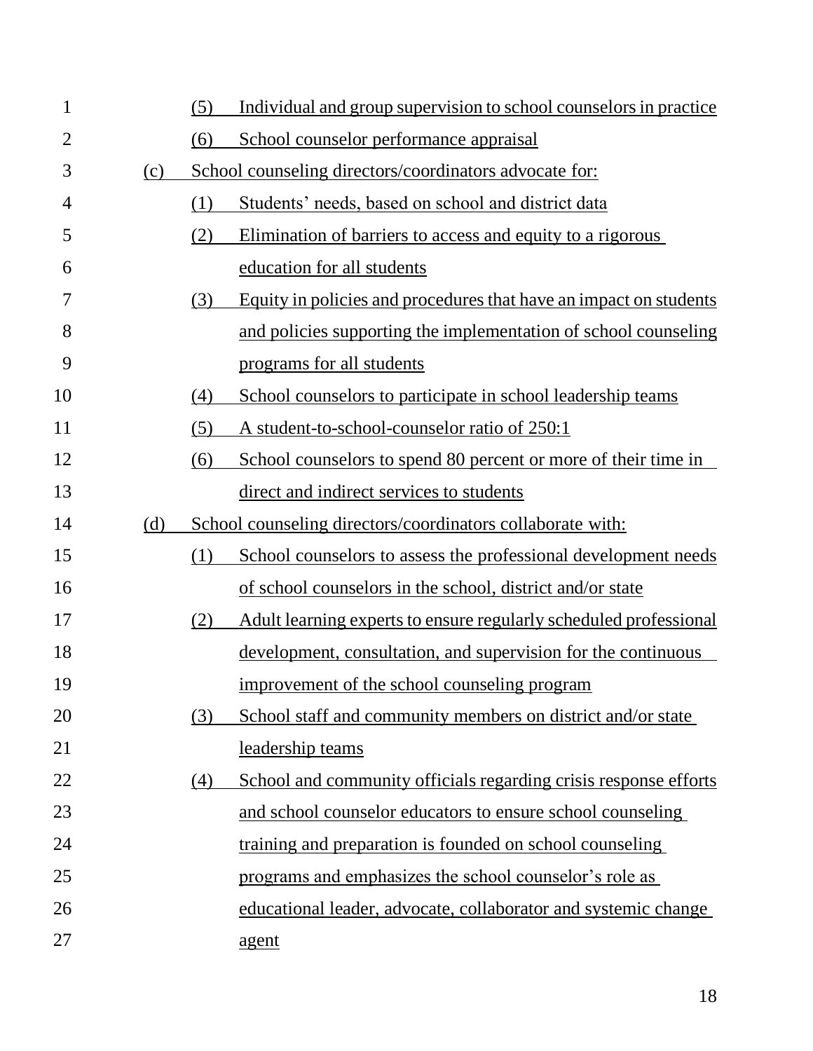(5) Individual and group supervision to school counselors in practice

(6) School counselor performance appraisal

(c) School counseling directors/coordinators advocate for:

(1) Students' needs, based on school and district data

(2) Elimination of barriers to access and equity to a rigorous education for all students

(3) Equity in policies and procedures that have an impact on students and policies supporting the implementation of school counseling programs for all students

(4) School counselors to participate in school leadership teams

(5) A student-to-school-counselor ratio of 250:1

(6) School counselors to spend 80 percent or more of their time in direct and indirect services to students

(d) School counseling directors/coordinators collaborate with:

(1) School counselors to assess the professional development needs of school counselors in the school, district and/or state

(2) Adult learning experts to ensure regularly scheduled professional development, consultation, and supervision for the continuous improvement of the school counseling program

(3) School staff and community members on district and/or state leadership teams

(4) School and community officials regarding crisis response efforts and school counselor educators to ensure school counseling training and preparation is founded on school counseling programs and emphasizes the school counselor's role as educational leader, advocate, collaborator and systemic change agent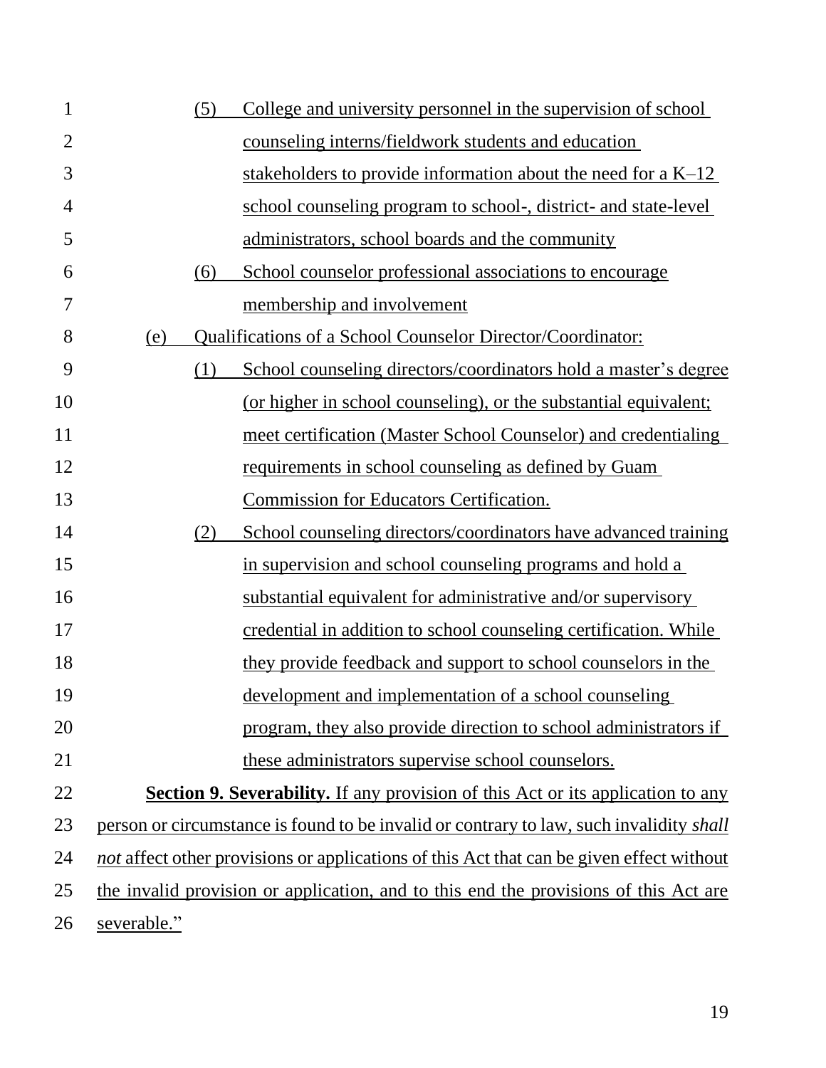(5) College and university personnel in the supervision of school counseling interns/fieldwork students and education stakeholders to provide information about the need for a K–12 school counseling program to school-, district- and state-level administrators, school boards and the community

(6) School counselor professional associations to encourage membership and involvement

(e) Qualifications of a School Counselor Director/Coordinator:

(1) School counseling directors/coordinators hold a master's degree (or higher in school counseling), or the substantial equivalent; meet certification (Master School Counselor) and credentialing requirements in school counseling as defined by Guam Commission for Educators Certification.

(2) School counseling directors/coordinators have advanced training in supervision and school counseling programs and hold a substantial equivalent for administrative and/or supervisory credential in addition to school counseling certification. While they provide feedback and support to school counselors in the development and implementation of a school counseling program, they also provide direction to school administrators if these administrators supervise school counselors.

**Section 9. Severability.** If any provision of this Act or its application to any person or circumstance is found to be invalid or contrary to law, such invalidity *shall not* affect other provisions or applications of this Act that can be given effect without the invalid provision or application, and to this end the provisions of this Act are severable."